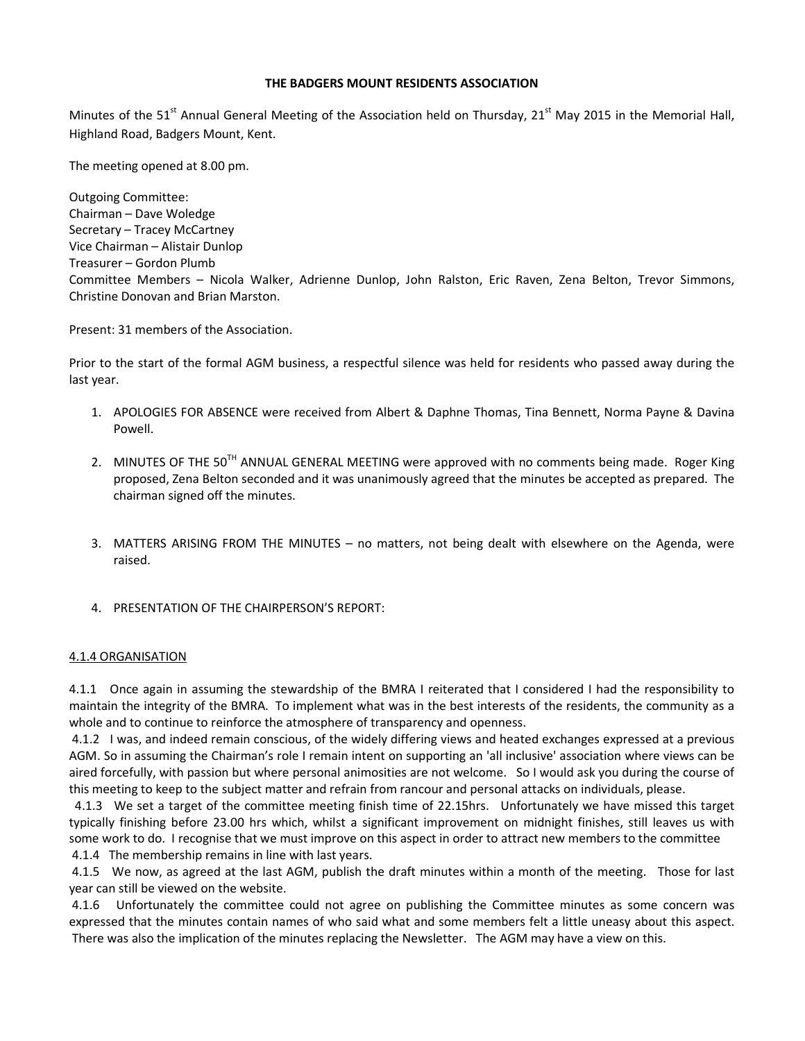**THE BADGERS MOUNT RESIDENTS ASSOCIATION**

Minutes of the 51st Annual General Meeting of the Association held on Thursday, 21st May 2015 in the Memorial Hall, Highland Road, Badgers Mount, Kent.

The meeting opened at 8.00 pm.

Outgoing Committee:
Chairman – Dave Woledge
Secretary – Tracey McCartney
Vice Chairman – Alistair Dunlop
Treasurer – Gordon Plumb
Committee Members – Nicola Walker, Adrienne Dunlop, John Ralston, Eric Raven, Zena Belton, Trevor Simmons, Christine Donovan and Brian Marston.

Present: 31 members of the Association.

Prior to the start of the formal AGM business, a respectful silence was held for residents who passed away during the last year.

1. APOLOGIES FOR ABSENCE were received from Albert & Daphne Thomas, Tina Bennett, Norma Payne & Davina Powell.

2. MINUTES OF THE 50TH ANNUAL GENERAL MEETING were approved with no comments being made. Roger King proposed, Zena Belton seconded and it was unanimously agreed that the minutes be accepted as prepared. The chairman signed off the minutes.

3. MATTERS ARISING FROM THE MINUTES – no matters, not being dealt with elsewhere on the Agenda, were raised.

4. PRESENTATION OF THE CHAIRPERSON'S REPORT:

4.1.4 ORGANISATION

4.1.1 Once again in assuming the stewardship of the BMRA I reiterated that I considered I had the responsibility to maintain the integrity of the BMRA. To implement what was in the best interests of the residents, the community as a whole and to continue to reinforce the atmosphere of transparency and openness.

4.1.2 I was, and indeed remain conscious, of the widely differing views and heated exchanges expressed at a previous AGM. So in assuming the Chairman's role I remain intent on supporting an 'all inclusive' association where views can be aired forcefully, with passion but where personal animosities are not welcome. So I would ask you during the course of this meeting to keep to the subject matter and refrain from rancour and personal attacks on individuals, please.

4.1.3 We set a target of the committee meeting finish time of 22.15hrs. Unfortunately we have missed this target typically finishing before 23.00 hrs which, whilst a significant improvement on midnight finishes, still leaves us with some work to do. I recognise that we must improve on this aspect in order to attract new members to the committee

4.1.4 The membership remains in line with last years.

4.1.5 We now, as agreed at the last AGM, publish the draft minutes within a month of the meeting. Those for last year can still be viewed on the website.

4.1.6 Unfortunately the committee could not agree on publishing the Committee minutes as some concern was expressed that the minutes contain names of who said what and some members felt a little uneasy about this aspect. There was also the implication of the minutes replacing the Newsletter. The AGM may have a view on this.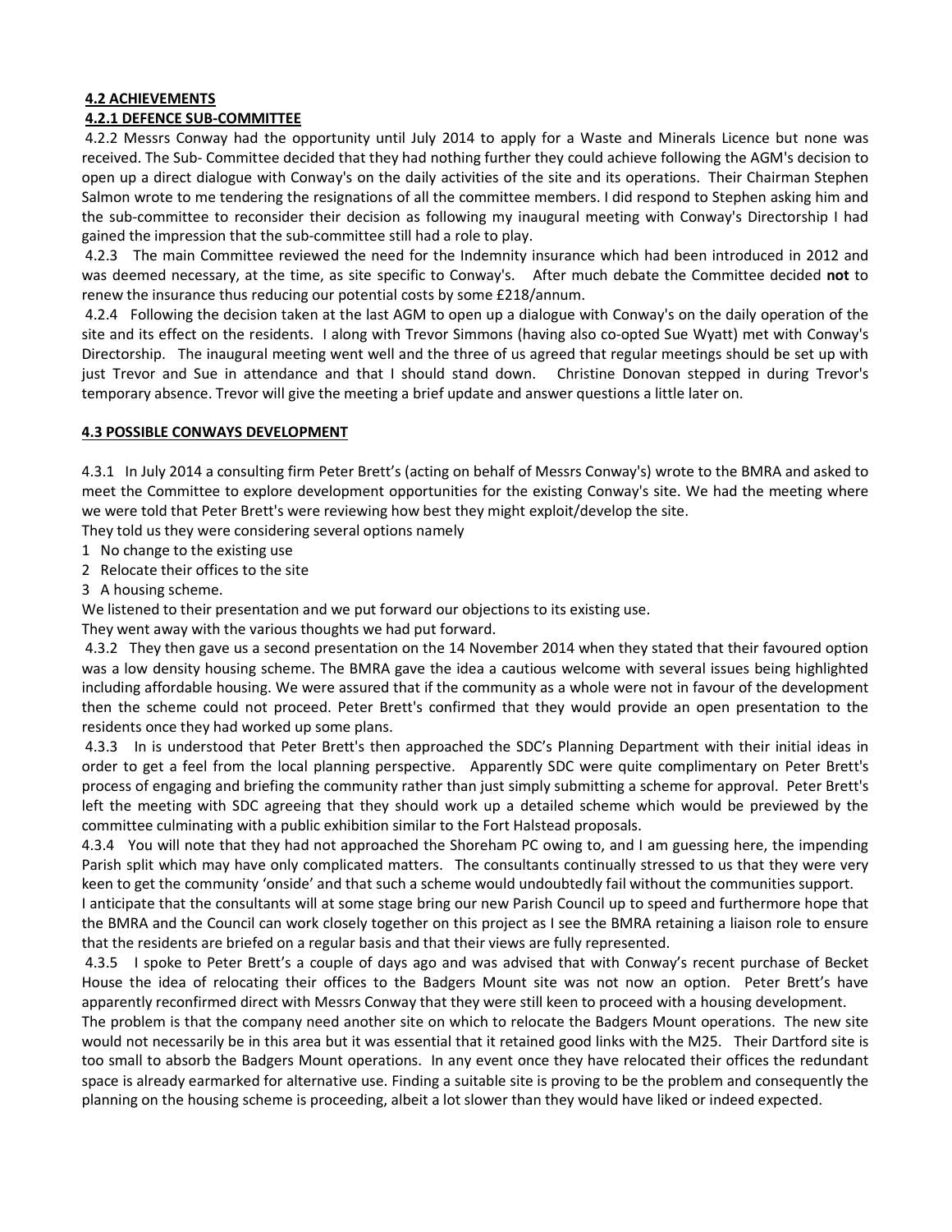**4.2 ACHIEVEMENTS**

**4.2.1 DEFENCE SUB-COMMITTEE**

4.2.2 Messrs Conway had the opportunity until July 2014 to apply for a Waste and Minerals Licence but none was received. The Sub- Committee decided that they had nothing further they could achieve following the AGM's decision to open up a direct dialogue with Conway's on the daily activities of the site and its operations. Their Chairman Stephen Salmon wrote to me tendering the resignations of all the committee members. I did respond to Stephen asking him and the sub-committee to reconsider their decision as following my inaugural meeting with Conway's Directorship I had gained the impression that the sub-committee still had a role to play.

4.2.3 The main Committee reviewed the need for the Indemnity insurance which had been introduced in 2012 and was deemed necessary, at the time, as site specific to Conway's. After much debate the Committee decided **not** to renew the insurance thus reducing our potential costs by some £218/annum.

4.2.4 Following the decision taken at the last AGM to open up a dialogue with Conway's on the daily operation of the site and its effect on the residents. I along with Trevor Simmons (having also co-opted Sue Wyatt) met with Conway's Directorship. The inaugural meeting went well and the three of us agreed that regular meetings should be set up with just Trevor and Sue in attendance and that I should stand down. Christine Donovan stepped in during Trevor's temporary absence. Trevor will give the meeting a brief update and answer questions a little later on.

**4.3 POSSIBLE CONWAYS DEVELOPMENT**

4.3.1 In July 2014 a consulting firm Peter Brett's (acting on behalf of Messrs Conway's) wrote to the BMRA and asked to meet the Committee to explore development opportunities for the existing Conway's site. We had the meeting where we were told that Peter Brett's were reviewing how best they might exploit/develop the site.

They told us they were considering several options namely

1 No change to the existing use
2 Relocate their offices to the site
3 A housing scheme.

We listened to their presentation and we put forward our objections to its existing use.

They went away with the various thoughts we had put forward.

4.3.2 They then gave us a second presentation on the 14 November 2014 when they stated that their favoured option was a low density housing scheme. The BMRA gave the idea a cautious welcome with several issues being highlighted including affordable housing. We were assured that if the community as a whole were not in favour of the development then the scheme could not proceed. Peter Brett's confirmed that they would provide an open presentation to the residents once they had worked up some plans.

4.3.3 In is understood that Peter Brett's then approached the SDC's Planning Department with their initial ideas in order to get a feel from the local planning perspective. Apparently SDC were quite complimentary on Peter Brett's process of engaging and briefing the community rather than just simply submitting a scheme for approval. Peter Brett's left the meeting with SDC agreeing that they should work up a detailed scheme which would be previewed by the committee culminating with a public exhibition similar to the Fort Halstead proposals.

4.3.4 You will note that they had not approached the Shoreham PC owing to, and I am guessing here, the impending Parish split which may have only complicated matters. The consultants continually stressed to us that they were very keen to get the community 'onside' and that such a scheme would undoubtedly fail without the communities support.

I anticipate that the consultants will at some stage bring our new Parish Council up to speed and furthermore hope that the BMRA and the Council can work closely together on this project as I see the BMRA retaining a liaison role to ensure that the residents are briefed on a regular basis and that their views are fully represented.

4.3.5 I spoke to Peter Brett's a couple of days ago and was advised that with Conway's recent purchase of Becket House the idea of relocating their offices to the Badgers Mount site was not now an option. Peter Brett's have apparently reconfirmed direct with Messrs Conway that they were still keen to proceed with a housing development.

The problem is that the company need another site on which to relocate the Badgers Mount operations. The new site would not necessarily be in this area but it was essential that it retained good links with the M25. Their Dartford site is too small to absorb the Badgers Mount operations. In any event once they have relocated their offices the redundant space is already earmarked for alternative use. Finding a suitable site is proving to be the problem and consequently the planning on the housing scheme is proceeding, albeit a lot slower than they would have liked or indeed expected.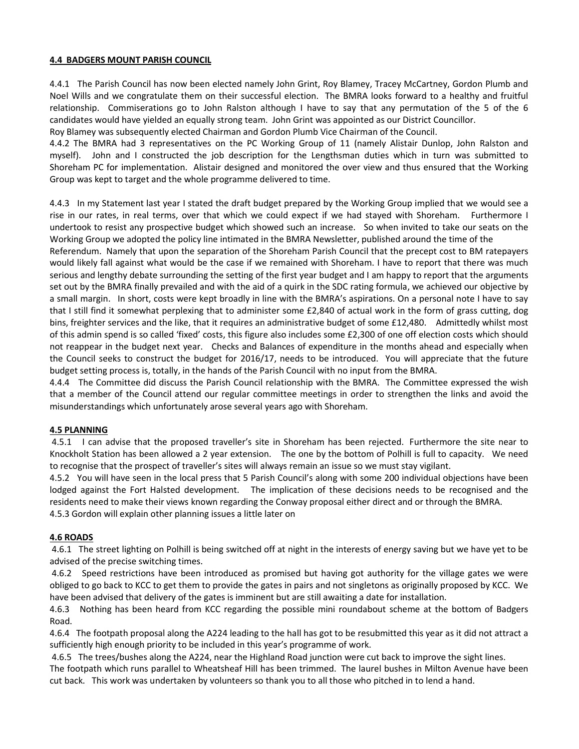## 4.4 BADGERS MOUNT PARISH COUNCIL

4.4.1 The Parish Council has now been elected namely John Grint, Roy Blamey, Tracey McCartney, Gordon Plumb and Noel Wills and we congratulate them on their successful election. The BMRA looks forward to a healthy and fruitful relationship. Commiserations go to John Ralston although I have to say that any permutation of the 5 of the 6 candidates would have yielded an equally strong team. John Grint was appointed as our District Councillor.
Roy Blamey was subsequently elected Chairman and Gordon Plumb Vice Chairman of the Council.

4.4.2 The BMRA had 3 representatives on the PC Working Group of 11 (namely Alistair Dunlop, John Ralston and myself). John and I constructed the job description for the Lengthsman duties which in turn was submitted to Shoreham PC for implementation. Alistair designed and monitored the over view and thus ensured that the Working Group was kept to target and the whole programme delivered to time.

4.4.3 In my Statement last year I stated the draft budget prepared by the Working Group implied that we would see a rise in our rates, in real terms, over that which we could expect if we had stayed with Shoreham. Furthermore I undertook to resist any prospective budget which showed such an increase. So when invited to take our seats on the Working Group we adopted the policy line intimated in the BMRA Newsletter, published around the time of the Referendum. Namely that upon the separation of the Shoreham Parish Council that the precept cost to BM ratepayers would likely fall against what would be the case if we remained with Shoreham. I have to report that there was much serious and lengthy debate surrounding the setting of the first year budget and I am happy to report that the arguments set out by the BMRA finally prevailed and with the aid of a quirk in the SDC rating formula, we achieved our objective by a small margin. In short, costs were kept broadly in line with the BMRA's aspirations. On a personal note I have to say that I still find it somewhat perplexing that to administer some £2,840 of actual work in the form of grass cutting, dog bins, freighter services and the like, that it requires an administrative budget of some £12,480. Admittedly whilst most of this admin spend is so called 'fixed' costs, this figure also includes some £2,300 of one off election costs which should not reappear in the budget next year. Checks and Balances of expenditure in the months ahead and especially when the Council seeks to construct the budget for 2016/17, needs to be introduced. You will appreciate that the future budget setting process is, totally, in the hands of the Parish Council with no input from the BMRA.

4.4.4 The Committee did discuss the Parish Council relationship with the BMRA. The Committee expressed the wish that a member of the Council attend our regular committee meetings in order to strengthen the links and avoid the misunderstandings which unfortunately arose several years ago with Shoreham.

## 4.5 PLANNING

4.5.1 I can advise that the proposed traveller's site in Shoreham has been rejected. Furthermore the site near to Knockholt Station has been allowed a 2 year extension. The one by the bottom of Polhill is full to capacity. We need to recognise that the prospect of traveller's sites will always remain an issue so we must stay vigilant.

4.5.2 You will have seen in the local press that 5 Parish Council's along with some 200 individual objections have been lodged against the Fort Halsted development. The implication of these decisions needs to be recognised and the residents need to make their views known regarding the Conway proposal either direct and or through the BMRA.

4.5.3 Gordon will explain other planning issues a little later on

## 4.6 ROADS

4.6.1 The street lighting on Polhill is being switched off at night in the interests of energy saving but we have yet to be advised of the precise switching times.

4.6.2 Speed restrictions have been introduced as promised but having got authority for the village gates we were obliged to go back to KCC to get them to provide the gates in pairs and not singletons as originally proposed by KCC. We have been advised that delivery of the gates is imminent but are still awaiting a date for installation.

4.6.3 Nothing has been heard from KCC regarding the possible mini roundabout scheme at the bottom of Badgers Road.

4.6.4 The footpath proposal along the A224 leading to the hall has got to be resubmitted this year as it did not attract a sufficiently high enough priority to be included in this year's programme of work.

4.6.5 The trees/bushes along the A224, near the Highland Road junction were cut back to improve the sight lines. The footpath which runs parallel to Wheatsheaf Hill has been trimmed. The laurel bushes in Milton Avenue have been cut back. This work was undertaken by volunteers so thank you to all those who pitched in to lend a hand.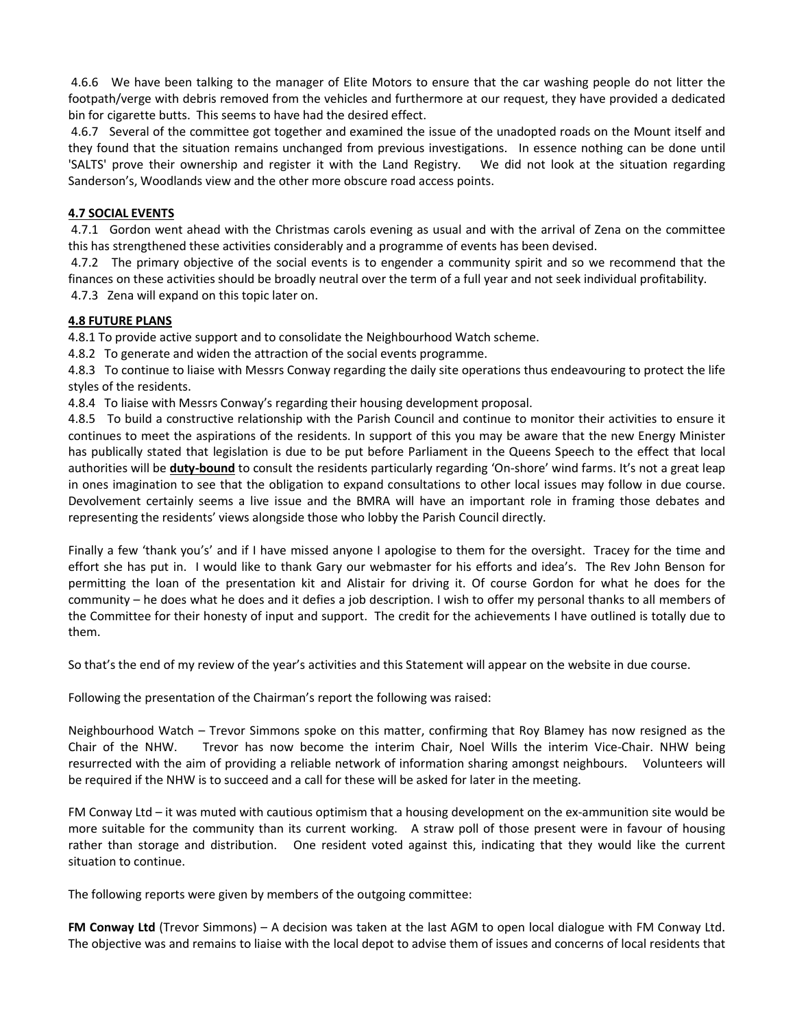4.6.6 We have been talking to the manager of Elite Motors to ensure that the car washing people do not litter the footpath/verge with debris removed from the vehicles and furthermore at our request, they have provided a dedicated bin for cigarette butts. This seems to have had the desired effect.

4.6.7 Several of the committee got together and examined the issue of the unadopted roads on the Mount itself and they found that the situation remains unchanged from previous investigations. In essence nothing can be done until 'SALTS' prove their ownership and register it with the Land Registry. We did not look at the situation regarding Sanderson's, Woodlands view and the other more obscure road access points.

**4.7 SOCIAL EVENTS**

4.7.1 Gordon went ahead with the Christmas carols evening as usual and with the arrival of Zena on the committee this has strengthened these activities considerably and a programme of events has been devised.

4.7.2 The primary objective of the social events is to engender a community spirit and so we recommend that the finances on these activities should be broadly neutral over the term of a full year and not seek individual profitability.

4.7.3 Zena will expand on this topic later on.

**4.8 FUTURE PLANS**

4.8.1 To provide active support and to consolidate the Neighbourhood Watch scheme.

4.8.2 To generate and widen the attraction of the social events programme.

4.8.3 To continue to liaise with Messrs Conway regarding the daily site operations thus endeavouring to protect the life styles of the residents.

4.8.4 To liaise with Messrs Conway's regarding their housing development proposal.

4.8.5 To build a constructive relationship with the Parish Council and continue to monitor their activities to ensure it continues to meet the aspirations of the residents. In support of this you may be aware that the new Energy Minister has publically stated that legislation is due to be put before Parliament in the Queens Speech to the effect that local authorities will be **duty-bound** to consult the residents particularly regarding 'On-shore' wind farms. It's not a great leap in ones imagination to see that the obligation to expand consultations to other local issues may follow in due course. Devolvement certainly seems a live issue and the BMRA will have an important role in framing those debates and representing the residents' views alongside those who lobby the Parish Council directly.

Finally a few 'thank you's' and if I have missed anyone I apologise to them for the oversight. Tracey for the time and effort she has put in. I would like to thank Gary our webmaster for his efforts and idea's. The Rev John Benson for permitting the loan of the presentation kit and Alistair for driving it. Of course Gordon for what he does for the community – he does what he does and it defies a job description. I wish to offer my personal thanks to all members of the Committee for their honesty of input and support. The credit for the achievements I have outlined is totally due to them.

So that's the end of my review of the year's activities and this Statement will appear on the website in due course.

Following the presentation of the Chairman's report the following was raised:

Neighbourhood Watch – Trevor Simmons spoke on this matter, confirming that Roy Blamey has now resigned as the Chair of the NHW. Trevor has now become the interim Chair, Noel Wills the interim Vice-Chair. NHW being resurrected with the aim of providing a reliable network of information sharing amongst neighbours. Volunteers will be required if the NHW is to succeed and a call for these will be asked for later in the meeting.

FM Conway Ltd – it was muted with cautious optimism that a housing development on the ex-ammunition site would be more suitable for the community than its current working. A straw poll of those present were in favour of housing rather than storage and distribution. One resident voted against this, indicating that they would like the current situation to continue.

The following reports were given by members of the outgoing committee:

**FM Conway Ltd** (Trevor Simmons) – A decision was taken at the last AGM to open local dialogue with FM Conway Ltd. The objective was and remains to liaise with the local depot to advise them of issues and concerns of local residents that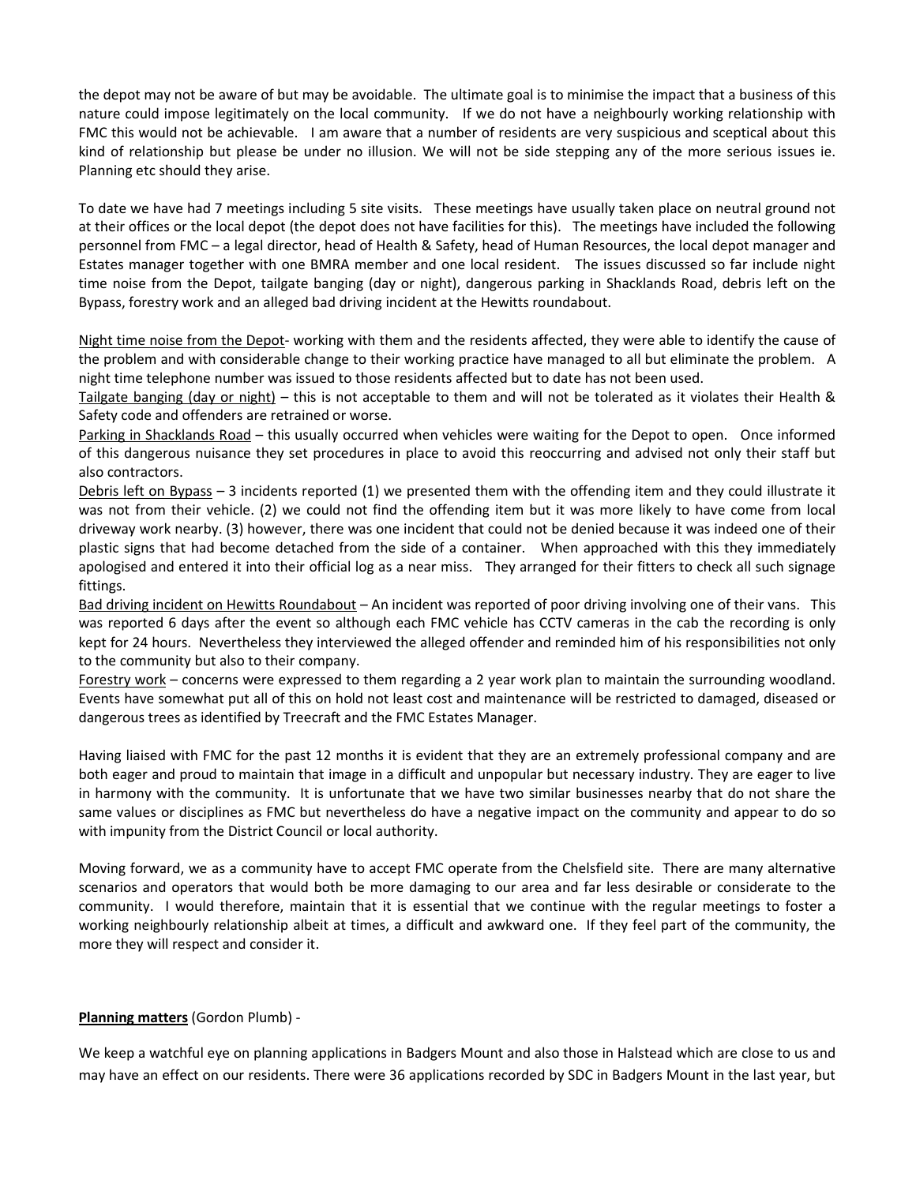the depot may not be aware of but may be avoidable. The ultimate goal is to minimise the impact that a business of this nature could impose legitimately on the local community. If we do not have a neighbourly working relationship with FMC this would not be achievable. I am aware that a number of residents are very suspicious and sceptical about this kind of relationship but please be under no illusion. We will not be side stepping any of the more serious issues ie. Planning etc should they arise.

To date we have had 7 meetings including 5 site visits. These meetings have usually taken place on neutral ground not at their offices or the local depot (the depot does not have facilities for this). The meetings have included the following personnel from FMC – a legal director, head of Health & Safety, head of Human Resources, the local depot manager and Estates manager together with one BMRA member and one local resident. The issues discussed so far include night time noise from the Depot, tailgate banging (day or night), dangerous parking in Shacklands Road, debris left on the Bypass, forestry work and an alleged bad driving incident at the Hewitts roundabout.

<u>Night time noise from the Depot</u>- working with them and the residents affected, they were able to identify the cause of the problem and with considerable change to their working practice have managed to all but eliminate the problem. A night time telephone number was issued to those residents affected but to date has not been used.

<u>Tailgate banging (day or night)</u> – this is not acceptable to them and will not be tolerated as it violates their Health & Safety code and offenders are retrained or worse.

<u>Parking in Shacklands Road</u> – this usually occurred when vehicles were waiting for the Depot to open. Once informed of this dangerous nuisance they set procedures in place to avoid this reoccurring and advised not only their staff but also contractors.

<u>Debris left on Bypass</u> – 3 incidents reported (1) we presented them with the offending item and they could illustrate it was not from their vehicle. (2) we could not find the offending item but it was more likely to have come from local driveway work nearby. (3) however, there was one incident that could not be denied because it was indeed one of their plastic signs that had become detached from the side of a container. When approached with this they immediately apologised and entered it into their official log as a near miss. They arranged for their fitters to check all such signage fittings.

<u>Bad driving incident on Hewitts Roundabout</u> – An incident was reported of poor driving involving one of their vans. This was reported 6 days after the event so although each FMC vehicle has CCTV cameras in the cab the recording is only kept for 24 hours. Nevertheless they interviewed the alleged offender and reminded him of his responsibilities not only to the community but also to their company.

<u>Forestry work</u> – concerns were expressed to them regarding a 2 year work plan to maintain the surrounding woodland. Events have somewhat put all of this on hold not least cost and maintenance will be restricted to damaged, diseased or dangerous trees as identified by Treecraft and the FMC Estates Manager.

Having liaised with FMC for the past 12 months it is evident that they are an extremely professional company and are both eager and proud to maintain that image in a difficult and unpopular but necessary industry. They are eager to live in harmony with the community. It is unfortunate that we have two similar businesses nearby that do not share the same values or disciplines as FMC but nevertheless do have a negative impact on the community and appear to do so with impunity from the District Council or local authority.

Moving forward, we as a community have to accept FMC operate from the Chelsfield site. There are many alternative scenarios and operators that would both be more damaging to our area and far less desirable or considerate to the community. I would therefore, maintain that it is essential that we continue with the regular meetings to foster a working neighbourly relationship albeit at times, a difficult and awkward one. If they feel part of the community, the more they will respect and consider it.

**<u>Planning matters</u>** (Gordon Plumb) -

We keep a watchful eye on planning applications in Badgers Mount and also those in Halstead which are close to us and may have an effect on our residents. There were 36 applications recorded by SDC in Badgers Mount in the last year, but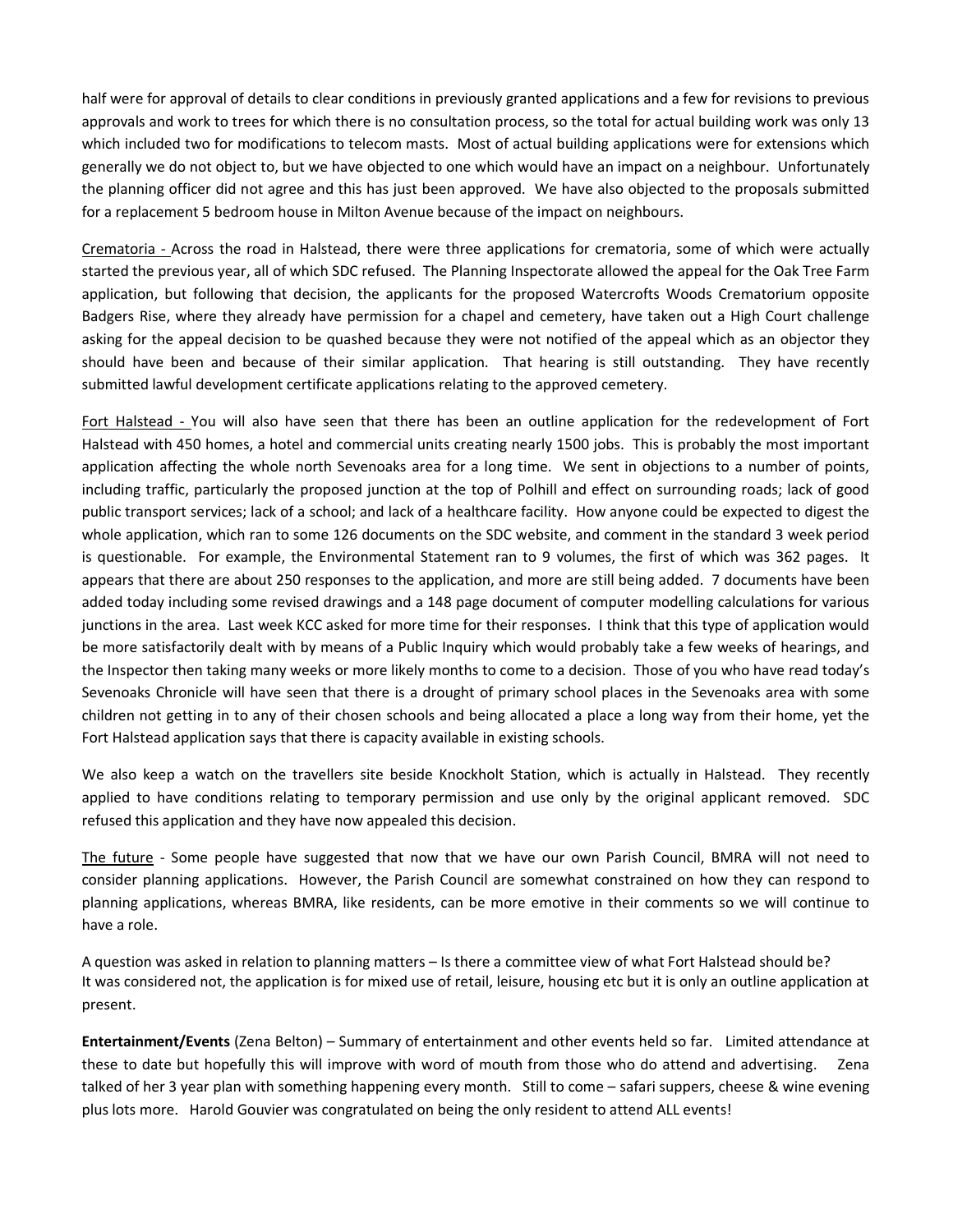half were for approval of details to clear conditions in previously granted applications and a few for revisions to previous approvals and work to trees for which there is no consultation process, so the total for actual building work was only 13 which included two for modifications to telecom masts. Most of actual building applications were for extensions which generally we do not object to, but we have objected to one which would have an impact on a neighbour. Unfortunately the planning officer did not agree and this has just been approved. We have also objected to the proposals submitted for a replacement 5 bedroom house in Milton Avenue because of the impact on neighbours.

Crematoria - Across the road in Halstead, there were three applications for crematoria, some of which were actually started the previous year, all of which SDC refused. The Planning Inspectorate allowed the appeal for the Oak Tree Farm application, but following that decision, the applicants for the proposed Watercrofts Woods Crematorium opposite Badgers Rise, where they already have permission for a chapel and cemetery, have taken out a High Court challenge asking for the appeal decision to be quashed because they were not notified of the appeal which as an objector they should have been and because of their similar application. That hearing is still outstanding. They have recently submitted lawful development certificate applications relating to the approved cemetery.

Fort Halstead - You will also have seen that there has been an outline application for the redevelopment of Fort Halstead with 450 homes, a hotel and commercial units creating nearly 1500 jobs. This is probably the most important application affecting the whole north Sevenoaks area for a long time. We sent in objections to a number of points, including traffic, particularly the proposed junction at the top of Polhill and effect on surrounding roads; lack of good public transport services; lack of a school; and lack of a healthcare facility. How anyone could be expected to digest the whole application, which ran to some 126 documents on the SDC website, and comment in the standard 3 week period is questionable. For example, the Environmental Statement ran to 9 volumes, the first of which was 362 pages. It appears that there are about 250 responses to the application, and more are still being added. 7 documents have been added today including some revised drawings and a 148 page document of computer modelling calculations for various junctions in the area. Last week KCC asked for more time for their responses. I think that this type of application would be more satisfactorily dealt with by means of a Public Inquiry which would probably take a few weeks of hearings, and the Inspector then taking many weeks or more likely months to come to a decision. Those of you who have read today's Sevenoaks Chronicle will have seen that there is a drought of primary school places in the Sevenoaks area with some children not getting in to any of their chosen schools and being allocated a place a long way from their home, yet the Fort Halstead application says that there is capacity available in existing schools.

We also keep a watch on the travellers site beside Knockholt Station, which is actually in Halstead. They recently applied to have conditions relating to temporary permission and use only by the original applicant removed. SDC refused this application and they have now appealed this decision.

The future - Some people have suggested that now that we have our own Parish Council, BMRA will not need to consider planning applications. However, the Parish Council are somewhat constrained on how they can respond to planning applications, whereas BMRA, like residents, can be more emotive in their comments so we will continue to have a role.

A question was asked in relation to planning matters – Is there a committee view of what Fort Halstead should be?
It was considered not, the application is for mixed use of retail, leisure, housing etc but it is only an outline application at present.

**Entertainment/Events** (Zena Belton) – Summary of entertainment and other events held so far. Limited attendance at these to date but hopefully this will improve with word of mouth from those who do attend and advertising. Zena talked of her 3 year plan with something happening every month. Still to come – safari suppers, cheese & wine evening plus lots more. Harold Gouvier was congratulated on being the only resident to attend ALL events!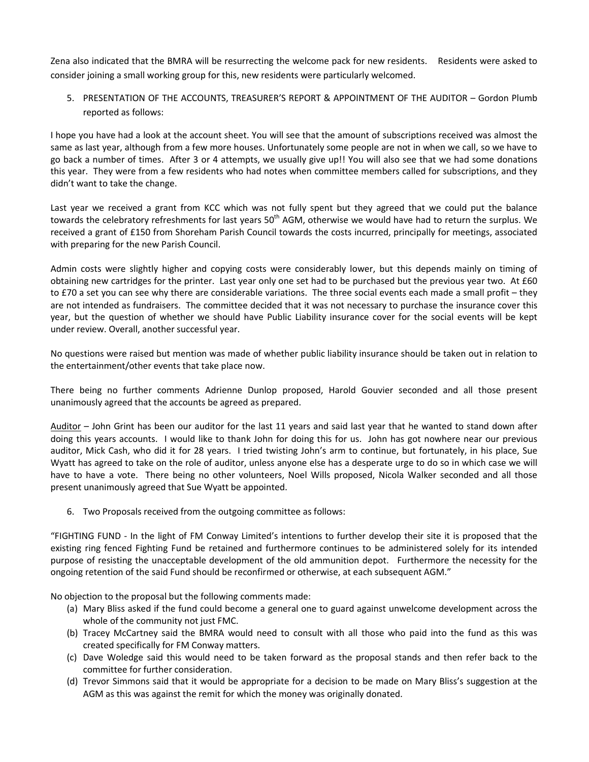Zena also indicated that the BMRA will be resurrecting the welcome pack for new residents. Residents were asked to consider joining a small working group for this, new residents were particularly welcomed.

5. PRESENTATION OF THE ACCOUNTS, TREASURER'S REPORT & APPOINTMENT OF THE AUDITOR – Gordon Plumb reported as follows:

I hope you have had a look at the account sheet. You will see that the amount of subscriptions received was almost the same as last year, although from a few more houses. Unfortunately some people are not in when we call, so we have to go back a number of times. After 3 or 4 attempts, we usually give up!! You will also see that we had some donations this year. They were from a few residents who had notes when committee members called for subscriptions, and they didn't want to take the change.

Last year we received a grant from KCC which was not fully spent but they agreed that we could put the balance towards the celebratory refreshments for last years 50th AGM, otherwise we would have had to return the surplus. We received a grant of £150 from Shoreham Parish Council towards the costs incurred, principally for meetings, associated with preparing for the new Parish Council.

Admin costs were slightly higher and copying costs were considerably lower, but this depends mainly on timing of obtaining new cartridges for the printer. Last year only one set had to be purchased but the previous year two. At £60 to £70 a set you can see why there are considerable variations. The three social events each made a small profit – they are not intended as fundraisers. The committee decided that it was not necessary to purchase the insurance cover this year, but the question of whether we should have Public Liability insurance cover for the social events will be kept under review. Overall, another successful year.

No questions were raised but mention was made of whether public liability insurance should be taken out in relation to the entertainment/other events that take place now.

There being no further comments Adrienne Dunlop proposed, Harold Gouvier seconded and all those present unanimously agreed that the accounts be agreed as prepared.

Auditor – John Grint has been our auditor for the last 11 years and said last year that he wanted to stand down after doing this years accounts. I would like to thank John for doing this for us. John has got nowhere near our previous auditor, Mick Cash, who did it for 28 years. I tried twisting John's arm to continue, but fortunately, in his place, Sue Wyatt has agreed to take on the role of auditor, unless anyone else has a desperate urge to do so in which case we will have to have a vote. There being no other volunteers, Noel Wills proposed, Nicola Walker seconded and all those present unanimously agreed that Sue Wyatt be appointed.

6. Two Proposals received from the outgoing committee as follows:

"FIGHTING FUND - In the light of FM Conway Limited's intentions to further develop their site it is proposed that the existing ring fenced Fighting Fund be retained and furthermore continues to be administered solely for its intended purpose of resisting the unacceptable development of the old ammunition depot. Furthermore the necessity for the ongoing retention of the said Fund should be reconfirmed or otherwise, at each subsequent AGM."

No objection to the proposal but the following comments made:

(a) Mary Bliss asked if the fund could become a general one to guard against unwelcome development across the whole of the community not just FMC.
(b) Tracey McCartney said the BMRA would need to consult with all those who paid into the fund as this was created specifically for FM Conway matters.
(c) Dave Woledge said this would need to be taken forward as the proposal stands and then refer back to the committee for further consideration.
(d) Trevor Simmons said that it would be appropriate for a decision to be made on Mary Bliss's suggestion at the AGM as this was against the remit for which the money was originally donated.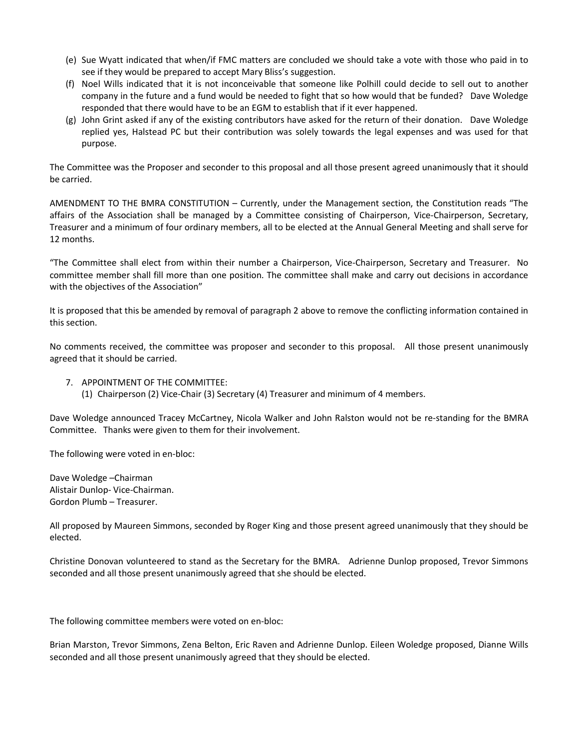(e) Sue Wyatt indicated that when/if FMC matters are concluded we should take a vote with those who paid in to see if they would be prepared to accept Mary Bliss's suggestion.

(f) Noel Wills indicated that it is not inconceivable that someone like Polhill could decide to sell out to another company in the future and a fund would be needed to fight that so how would that be funded? Dave Woledge responded that there would have to be an EGM to establish that if it ever happened.

(g) John Grint asked if any of the existing contributors have asked for the return of their donation. Dave Woledge replied yes, Halstead PC but their contribution was solely towards the legal expenses and was used for that purpose.

The Committee was the Proposer and seconder to this proposal and all those present agreed unanimously that it should be carried.

AMENDMENT TO THE BMRA CONSTITUTION – Currently, under the Management section, the Constitution reads "The affairs of the Association shall be managed by a Committee consisting of Chairperson, Vice-Chairperson, Secretary, Treasurer and a minimum of four ordinary members, all to be elected at the Annual General Meeting and shall serve for 12 months.

"The Committee shall elect from within their number a Chairperson, Vice-Chairperson, Secretary and Treasurer. No committee member shall fill more than one position. The committee shall make and carry out decisions in accordance with the objectives of the Association"

It is proposed that this be amended by removal of paragraph 2 above to remove the conflicting information contained in this section.

No comments received, the committee was proposer and seconder to this proposal. All those present unanimously agreed that it should be carried.

7. APPOINTMENT OF THE COMMITTEE:
   (1) Chairperson (2) Vice-Chair (3) Secretary (4) Treasurer and minimum of 4 members.

Dave Woledge announced Tracey McCartney, Nicola Walker and John Ralston would not be re-standing for the BMRA Committee. Thanks were given to them for their involvement.

The following were voted in en-bloc:

Dave Woledge –Chairman
Alistair Dunlop- Vice-Chairman.
Gordon Plumb – Treasurer.

All proposed by Maureen Simmons, seconded by Roger King and those present agreed unanimously that they should be elected.

Christine Donovan volunteered to stand as the Secretary for the BMRA. Adrienne Dunlop proposed, Trevor Simmons seconded and all those present unanimously agreed that she should be elected.

The following committee members were voted on en-bloc:

Brian Marston, Trevor Simmons, Zena Belton, Eric Raven and Adrienne Dunlop. Eileen Woledge proposed, Dianne Wills seconded and all those present unanimously agreed that they should be elected.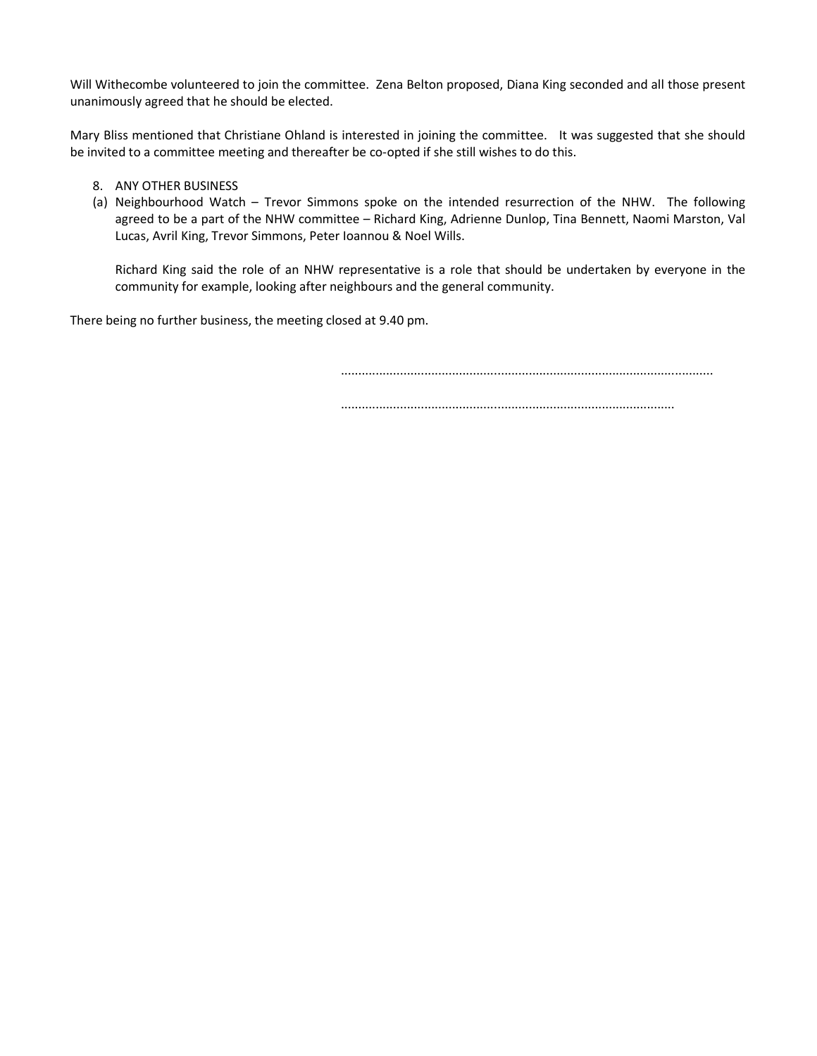Will Withecombe volunteered to join the committee. Zena Belton proposed, Diana King seconded and all those present unanimously agreed that he should be elected.

Mary Bliss mentioned that Christiane Ohland is interested in joining the committee. It was suggested that she should be invited to a committee meeting and thereafter be co-opted if she still wishes to do this.

8. ANY OTHER BUSINESS

(a) Neighbourhood Watch – Trevor Simmons spoke on the intended resurrection of the NHW. The following agreed to be a part of the NHW committee – Richard King, Adrienne Dunlop, Tina Bennett, Naomi Marston, Val Lucas, Avril King, Trevor Simmons, Peter Ioannou & Noel Wills.

Richard King said the role of an NHW representative is a role that should be undertaken by everyone in the community for example, looking after neighbours and the general community.

There being no further business, the meeting closed at 9.40 pm.

..........................................................................................................

..............................................................................................